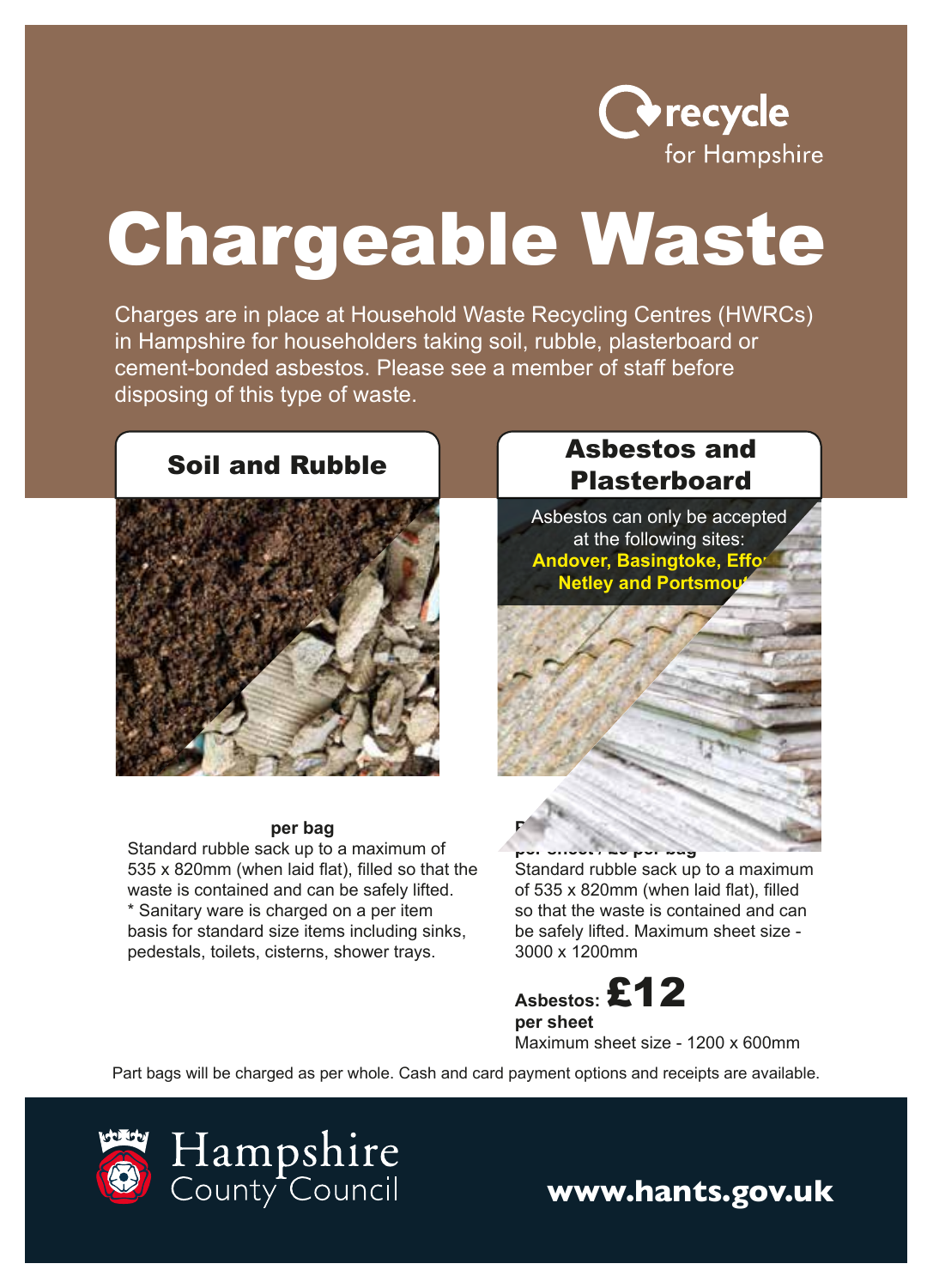recycle for Hampshire

# Chargeable Waste

Charges are in place at Household Waste Recycling Centres (HWRCs) in Hampshire for householders taking soil, rubble, plasterboard or cement-bonded asbestos. Please see a member of staff before disposing of this type of waste.

## Soil and Rubble

**per bag**

Standard rubble sack up to a maximum of 535 x 820mm (when laid flat), filled so that the waste is contained and can be safely lifted.

* Sanitary ware is charged on a per item basis for standard size items including sinks, pedestals, toilets, cisterns, shower trays.

## Asbestos and Plasterboard

Asbestos can only be accepted at the following sites: **Andover, Basingtoke, Effo... Netley and Portsmou...**

**per sheet / ... per bag**

Standard rubble sack up to a maximum of 535 x 820mm (when laid flat), filled so that the waste is contained and can be safely lifted. Maximum sheet size - 3000 x 1200mm

**Asbestos: £12**
**per sheet**

Maximum sheet size - 1200 x 600mm

Part bags will be charged as per whole. Cash and card payment options and receipts are available.

Hampshire County Council

**www.hants.gov.uk**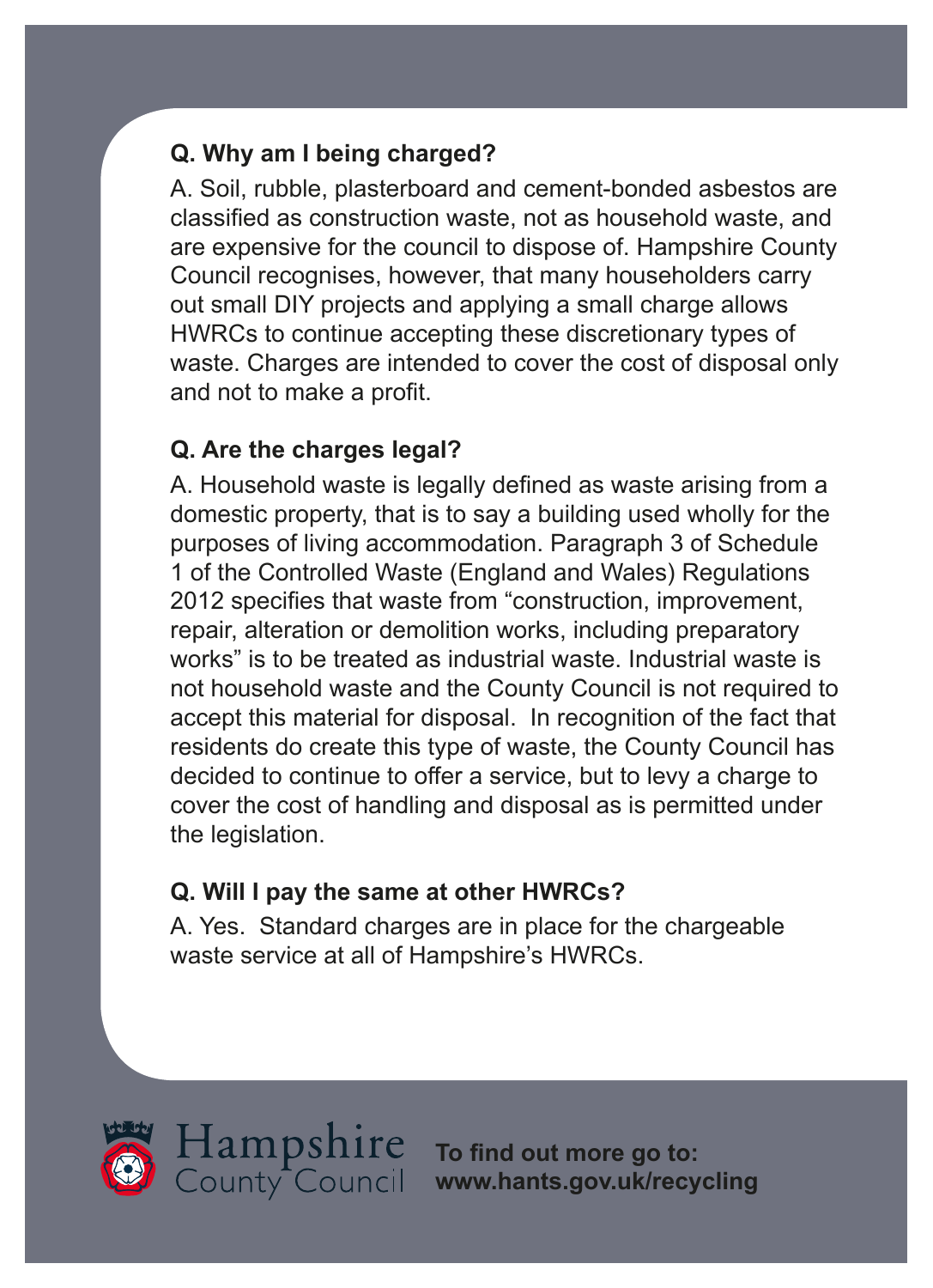**Q. Why am I being charged?**

A. Soil, rubble, plasterboard and cement-bonded asbestos are classified as construction waste, not as household waste, and are expensive for the council to dispose of. Hampshire County Council recognises, however, that many householders carry out small DIY projects and applying a small charge allows HWRCs to continue accepting these discretionary types of waste. Charges are intended to cover the cost of disposal only and not to make a profit.

**Q. Are the charges legal?**

A. Household waste is legally defined as waste arising from a domestic property, that is to say a building used wholly for the purposes of living accommodation. Paragraph 3 of Schedule 1 of the Controlled Waste (England and Wales) Regulations 2012 specifies that waste from "construction, improvement, repair, alteration or demolition works, including preparatory works" is to be treated as industrial waste. Industrial waste is not household waste and the County Council is not required to accept this material for disposal. In recognition of the fact that residents do create this type of waste, the County Council has decided to continue to offer a service, but to levy a charge to cover the cost of handling and disposal as is permitted under the legislation.

**Q. Will I pay the same at other HWRCs?**

A. Yes. Standard charges are in place for the chargeable waste service at all of Hampshire's HWRCs.

Hampshire County Council

**To find out more go to:**
**www.hants.gov.uk/recycling**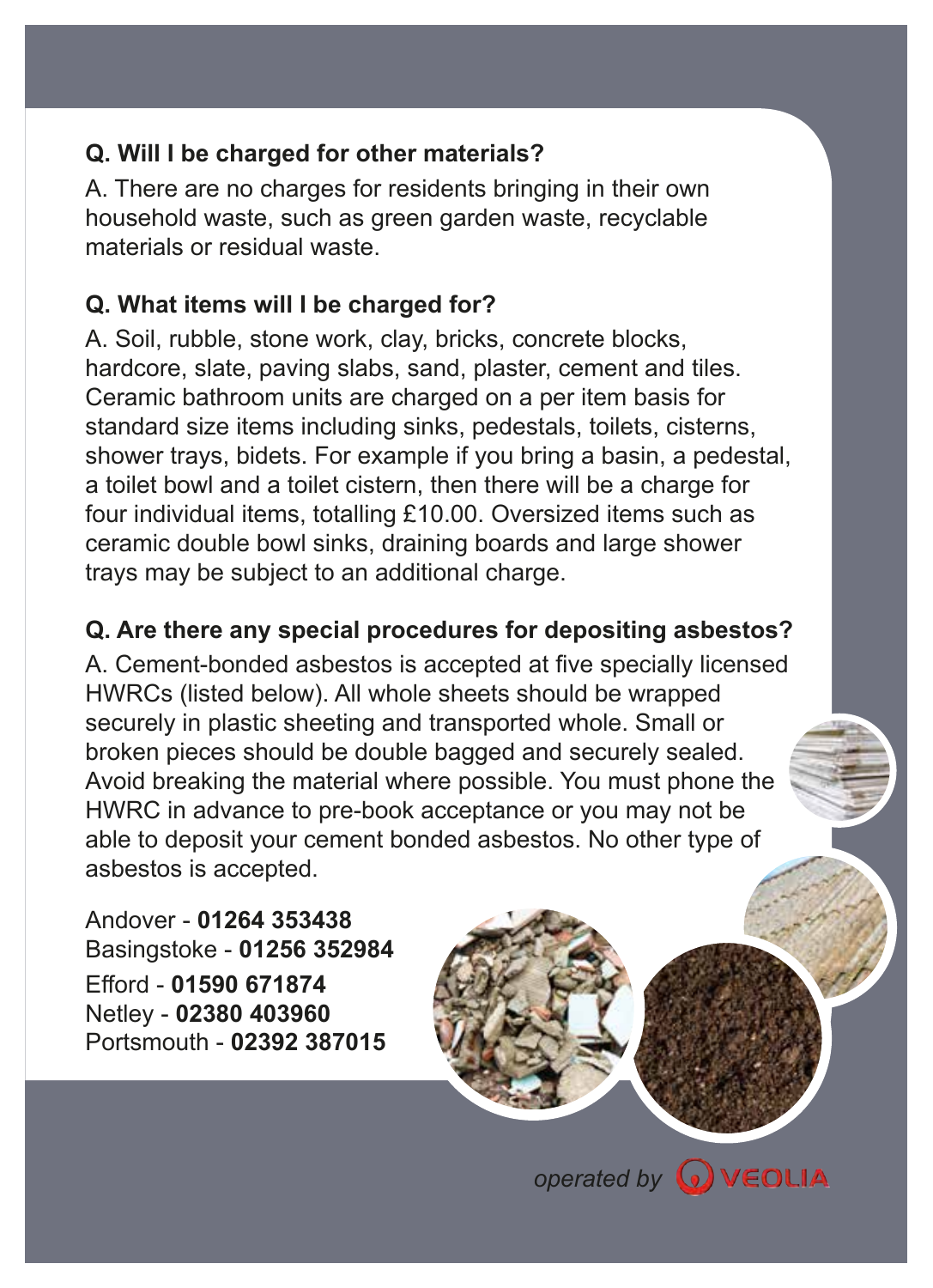**Q. Will I be charged for other materials?**

A. There are no charges for residents bringing in their own household waste, such as green garden waste, recyclable materials or residual waste.

**Q. What items will I be charged for?**

A. Soil, rubble, stone work, clay, bricks, concrete blocks, hardcore, slate, paving slabs, sand, plaster, cement and tiles. Ceramic bathroom units are charged on a per item basis for standard size items including sinks, pedestals, toilets, cisterns, shower trays, bidets. For example if you bring a basin, a pedestal, a toilet bowl and a toilet cistern, then there will be a charge for four individual items, totalling £10.00. Oversized items such as ceramic double bowl sinks, draining boards and large shower trays may be subject to an additional charge.

**Q. Are there any special procedures for depositing asbestos?**

A. Cement-bonded asbestos is accepted at five specially licensed HWRCs (listed below). All whole sheets should be wrapped securely in plastic sheeting and transported whole. Small or broken pieces should be double bagged and securely sealed. Avoid breaking the material where possible. You must phone the HWRC in advance to pre-book acceptance or you may not be able to deposit your cement bonded asbestos. No other type of asbestos is accepted.

Andover - **01264 353438**
Basingstoke - **01256 352984**
Efford - **01590 671874**
Netley - **02380 403960**
Portsmouth - **02392 387015**

*operated by* VEOLIA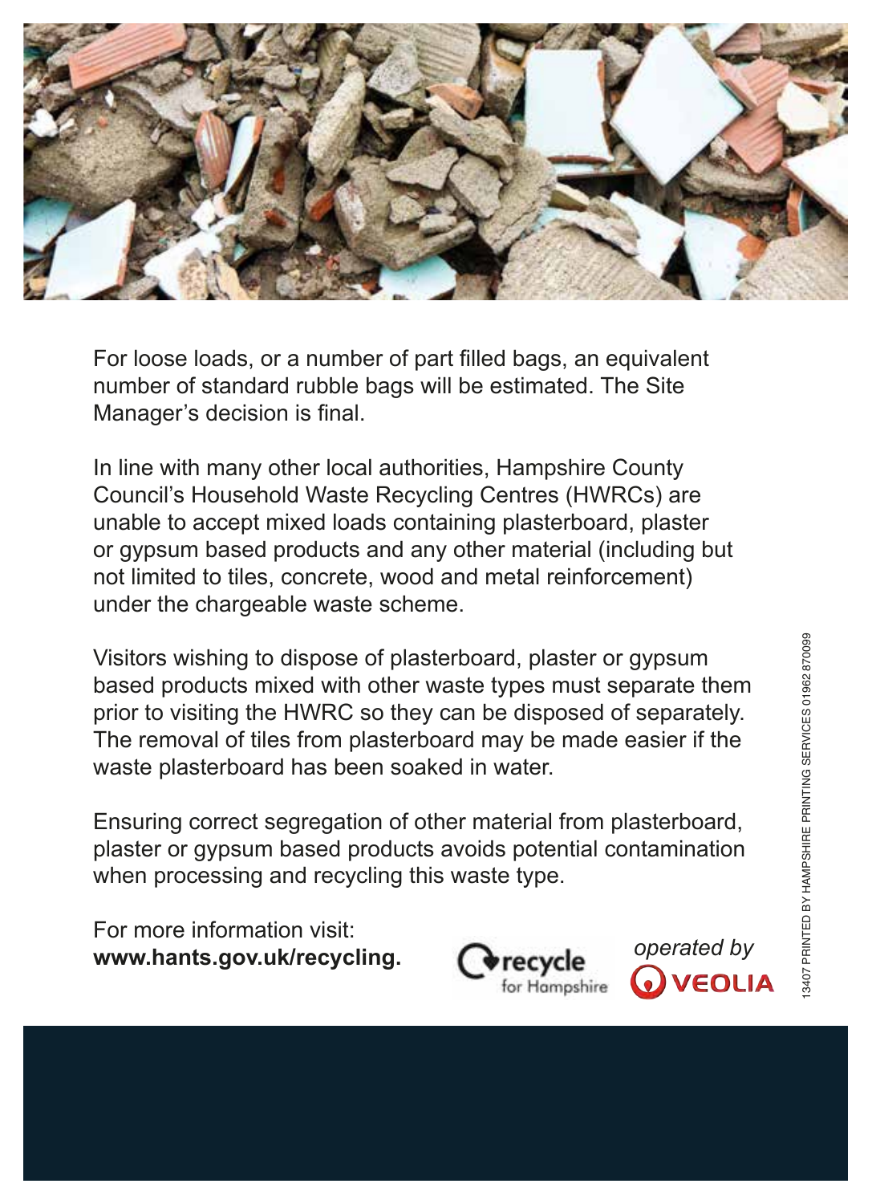For loose loads, or a number of part filled bags, an equivalent number of standard rubble bags will be estimated. The Site Manager's decision is final.

In line with many other local authorities, Hampshire County Council's Household Waste Recycling Centres (HWRCs) are unable to accept mixed loads containing plasterboard, plaster or gypsum based products and any other material (including but not limited to tiles, concrete, wood and metal reinforcement) under the chargeable waste scheme.

Visitors wishing to dispose of plasterboard, plaster or gypsum based products mixed with other waste types must separate them prior to visiting the HWRC so they can be disposed of separately. The removal of tiles from plasterboard may be made easier if the waste plasterboard has been soaked in water.

Ensuring correct segregation of other material from plasterboard, plaster or gypsum based products avoids potential contamination when processing and recycling this waste type.

For more information visit:
**www.hants.gov.uk/recycling.**

recycle for Hampshire

*operated by*
VEOLIA

13407 PRINTED BY HAMPSHIRE PRINTING SERVICES 01962 870099